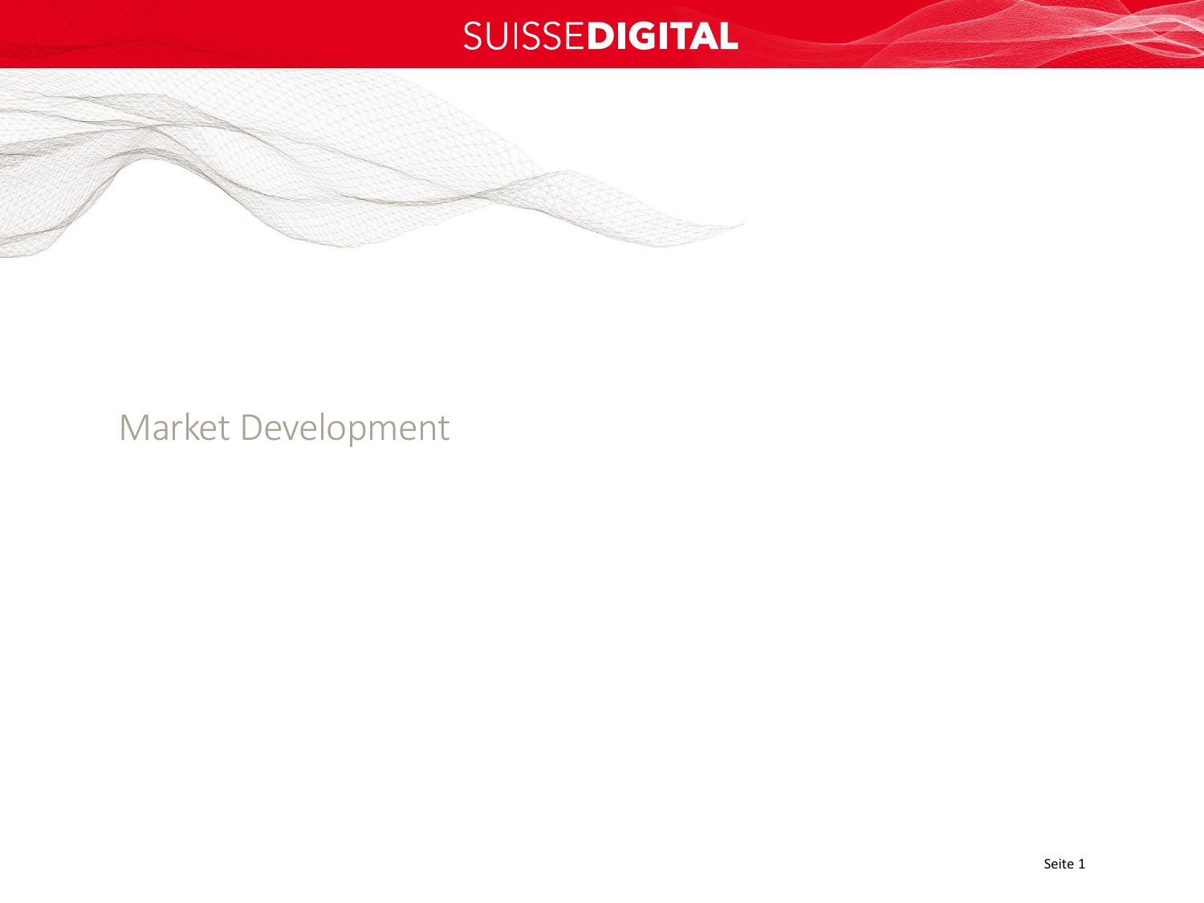# Market Development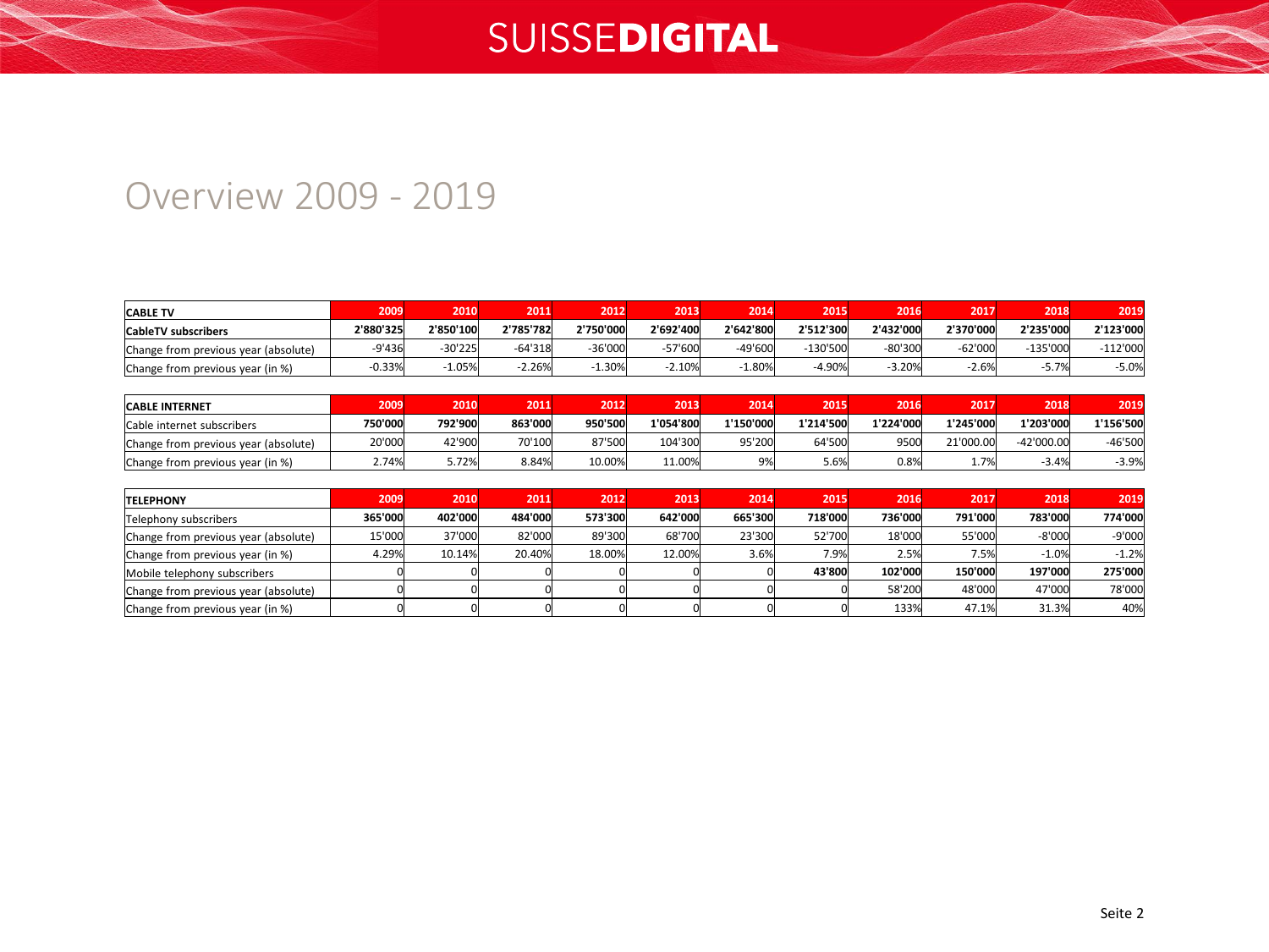# Overview 2009 - 2019

| CABLE TV | 2009 | 2010 | 2011 | 2012 | 2013 | 2014 | 2015 | 2016 | 2017 | 2018 | 2019 |
|---|---|---|---|---|---|---|---|---|---|---|---|
| **CableTV subscribers** | **2'880'325** | **2'850'100** | **2'785'782** | **2'750'000** | **2'692'400** | **2'642'800** | **2'512'300** | **2'432'000** | **2'370'000** | **2'235'000** | **2'123'000** |
| Change from previous year (absolute) | -9'436 | -30'225 | -64'318 | -36'000 | -57'600 | -49'600 | -130'500 | -80'300 | -62'000 | -135'000 | -112'000 |
| Change from previous year (in %) | -0.33% | -1.05% | -2.26% | -1.30% | -2.10% | -1.80% | -4.90% | -3.20% | -2.6% | -5.7% | -5.0% |

| CABLE INTERNET | 2009 | 2010 | 2011 | 2012 | 2013 | 2014 | 2015 | 2016 | 2017 | 2018 | 2019 |
|---|---|---|---|---|---|---|---|---|---|---|---|
| Cable internet subscribers | **750'000** | **792'900** | **863'000** | **950'500** | **1'054'800** | **1'150'000** | **1'214'500** | **1'224'000** | **1'245'000** | **1'203'000** | **1'156'500** |
| Change from previous year (absolute) | 20'000 | 42'900 | 70'100 | 87'500 | 104'300 | 95'200 | 64'500 | 9500 | 21'000.00 | -42'000.00 | -46'500 |
| Change from previous year (in %) | 2.74% | 5.72% | 8.84% | 10.00% | 11.00% | 9% | 5.6% | 0.8% | 1.7% | -3.4% | -3.9% |

| TELEPHONY | 2009 | 2010 | 2011 | 2012 | 2013 | 2014 | 2015 | 2016 | 2017 | 2018 | 2019 |
|---|---|---|---|---|---|---|---|---|---|---|---|
| Telephony subscribers | **365'000** | **402'000** | **484'000** | **573'300** | **642'000** | **665'300** | **718'000** | **736'000** | **791'000** | **783'000** | **774'000** |
| Change from previous year (absolute) | 15'000 | 37'000 | 82'000 | 89'300 | 68'700 | 23'300 | 52'700 | 18'000 | 55'000 | -8'000 | -9'000 |
| Change from previous year (in %) | 4.29% | 10.14% | 20.40% | 18.00% | 12.00% | 3.6% | 7.9% | 2.5% | 7.5% | -1.0% | -1.2% |
| Mobile telephony subscribers | 0 | 0 | 0 | 0 | 0 | 0 | **43'800** | **102'000** | **150'000** | **197'000** | **275'000** |
| Change from previous year (absolute) | 0 | 0 | 0 | 0 | 0 | 0 | 0 | 58'200 | 48'000 | 47'000 | 78'000 |
| Change from previous year (in %) | 0 | 0 | 0 | 0 | 0 | 0 | 0 | 133% | 47.1% | 31.3% | 40% |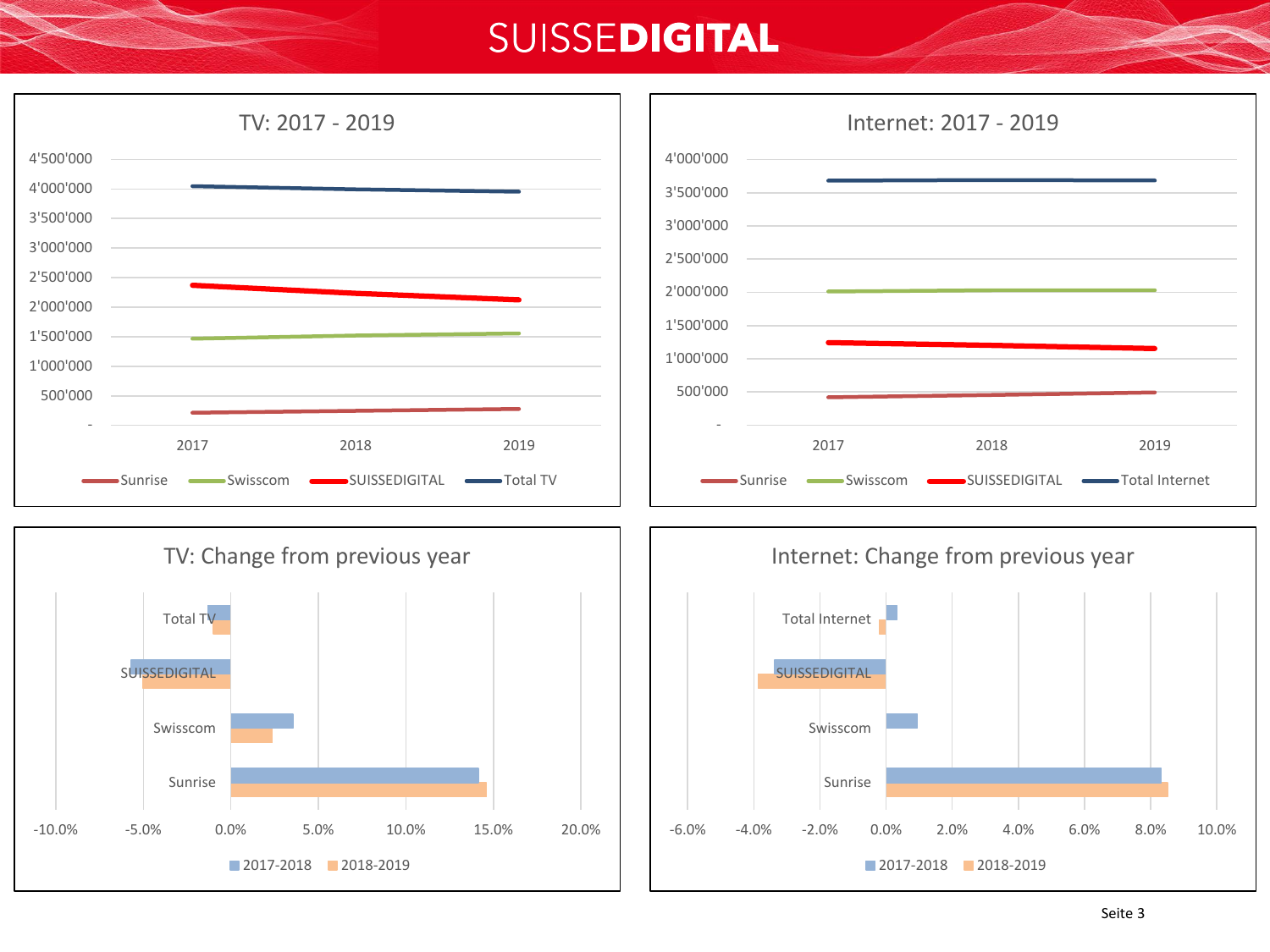# SUISSEDIGITAL

## TV: 2017 - 2019

Y-axis: - , 500'000, 1'000'000, 1'500'000, 2'000'000, 2'500'000, 3'000'000, 3'500'000, 4'000'000, 4'500'000

X-axis: 2017, 2018, 2019

Legend: Sunrise, Swisscom, SUISSEDIGITAL, Total TV

## Internet: 2017 - 2019

Y-axis: - , 500'000, 1'000'000, 1'500'000, 2'000'000, 2'500'000, 3'000'000, 3'500'000, 4'000'000

X-axis: 2017, 2018, 2019

Legend: Sunrise, Swisscom, SUISSEDIGITAL, Total Internet

## TV: Change from previous year

Categories: Total TV, SUISSEDIGITAL, Swisscom, Sunrise

X-axis: -10.0%, -5.0%, 0.0%, 5.0%, 10.0%, 15.0%, 20.0%

Legend: 2017-2018, 2018-2019

## Internet: Change from previous year

Categories: Total Internet, SUISSEDIGITAL, Swisscom, Sunrise

X-axis: -6.0%, -4.0%, -2.0%, 0.0%, 2.0%, 4.0%, 6.0%, 8.0%, 10.0%

Legend: 2017-2018, 2018-2019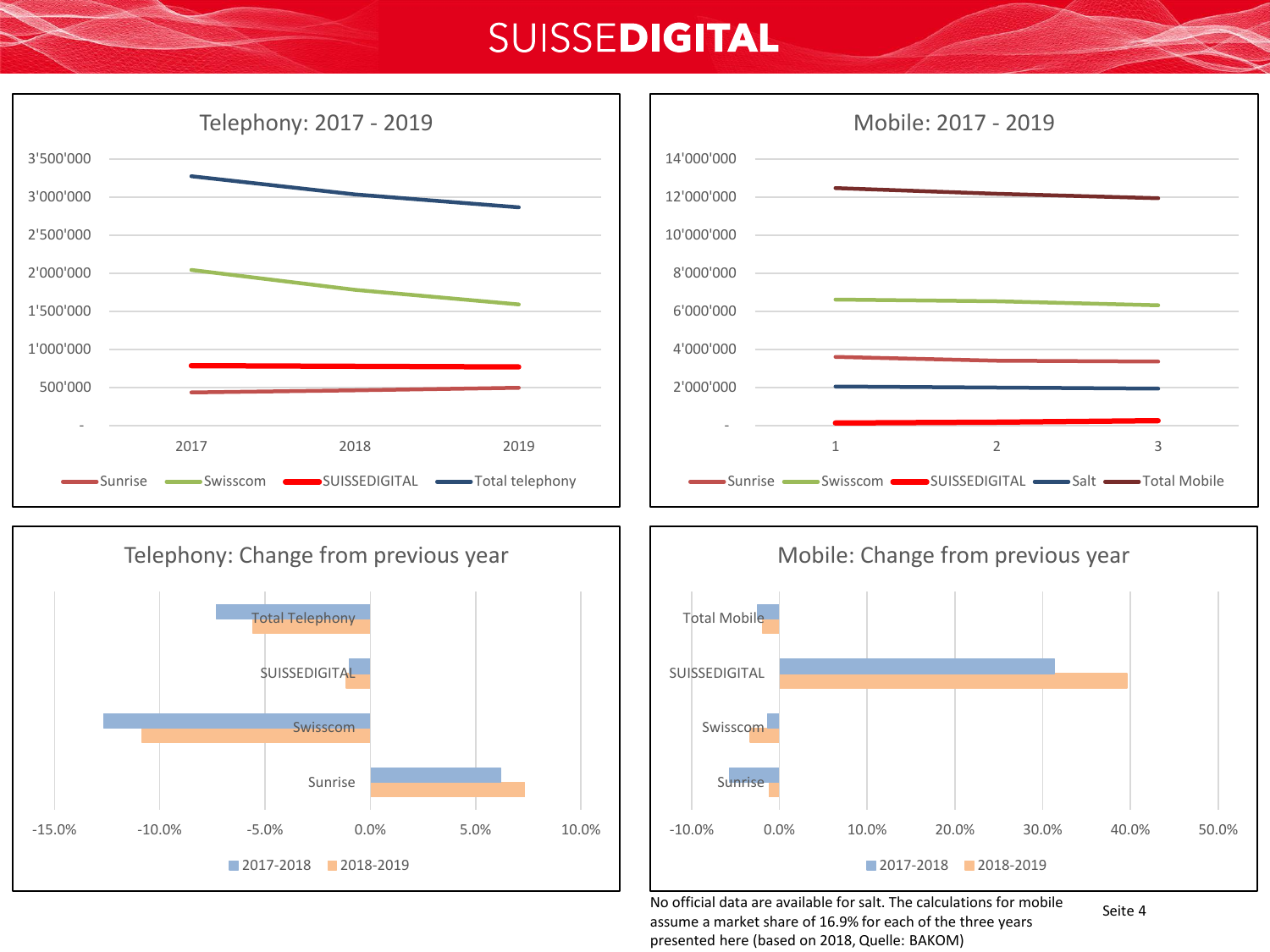SUISSEDIGITAL

## Telephony: 2017 - 2019

3'500'000
3'000'000
2'500'000
2'000'000
1'500'000
1'000'000
500'000
-

2017
2018
2019

Sunrise
Swisscom
SUISSEDIGITAL
Total telephony

## Mobile: 2017 - 2019

14'000'000
12'000'000
10'000'000
8'000'000
6'000'000
4'000'000
2'000'000
-

1
2
3

Sunrise
Swisscom
SUISSEDIGITAL
Salt
Total Mobile

## Telephony: Change from previous year

Total Telephony
SUISSEDIGITAL
Swisscom
Sunrise

-15.0%
-10.0%
-5.0%
0.0%
5.0%
10.0%

2017-2018
2018-2019

## Mobile: Change from previous year

Total Mobile
SUISSEDIGITAL
Swisscom
Sunrise

-10.0%
0.0%
10.0%
20.0%
30.0%
40.0%
50.0%

2017-2018
2018-2019

No official data are available for salt. The calculations for mobile assume a market share of 16.9% for each of the three years presented here (based on 2018, Quelle: BAKOM)